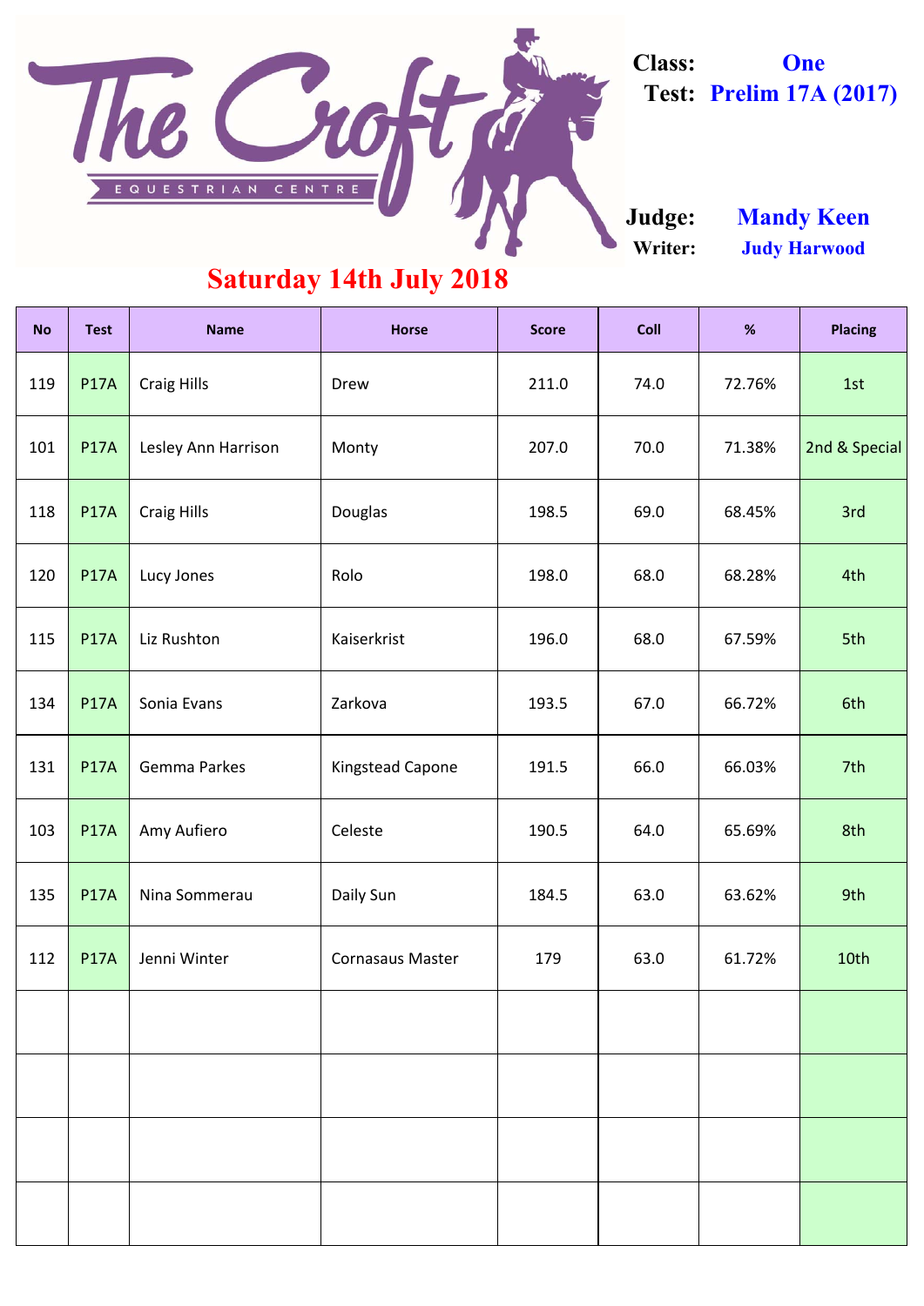# The Croft

EQUESTRIAN CENTRE

**Class:** One
**Test:** Prelim 17A (2017)

**Judge:** Mandy Keen
**Writer:** Judy Harwood

## Saturday 14th July 2018

| No | Test | Name | Horse | Score | Coll | % | Placing |
|---|---|---|---|---|---|---|---|
| 119 | P17A | Craig Hills | Drew | 211.0 | 74.0 | 72.76% | 1st |
| 101 | P17A | Lesley Ann Harrison | Monty | 207.0 | 70.0 | 71.38% | 2nd & Special |
| 118 | P17A | Craig Hills | Douglas | 198.5 | 69.0 | 68.45% | 3rd |
| 120 | P17A | Lucy Jones | Rolo | 198.0 | 68.0 | 68.28% | 4th |
| 115 | P17A | Liz Rushton | Kaiserkrist | 196.0 | 68.0 | 67.59% | 5th |
| 134 | P17A | Sonia Evans | Zarkova | 193.5 | 67.0 | 66.72% | 6th |
| 131 | P17A | Gemma Parkes | Kingstead Capone | 191.5 | 66.0 | 66.03% | 7th |
| 103 | P17A | Amy Aufiero | Celeste | 190.5 | 64.0 | 65.69% | 8th |
| 135 | P17A | Nina Sommerau | Daily Sun | 184.5 | 63.0 | 63.62% | 9th |
| 112 | P17A | Jenni Winter | Cornasaus Master | 179 | 63.0 | 61.72% | 10th |
| | | | | | | | |
| | | | | | | | |
| | | | | | | | |
| | | | | | | | |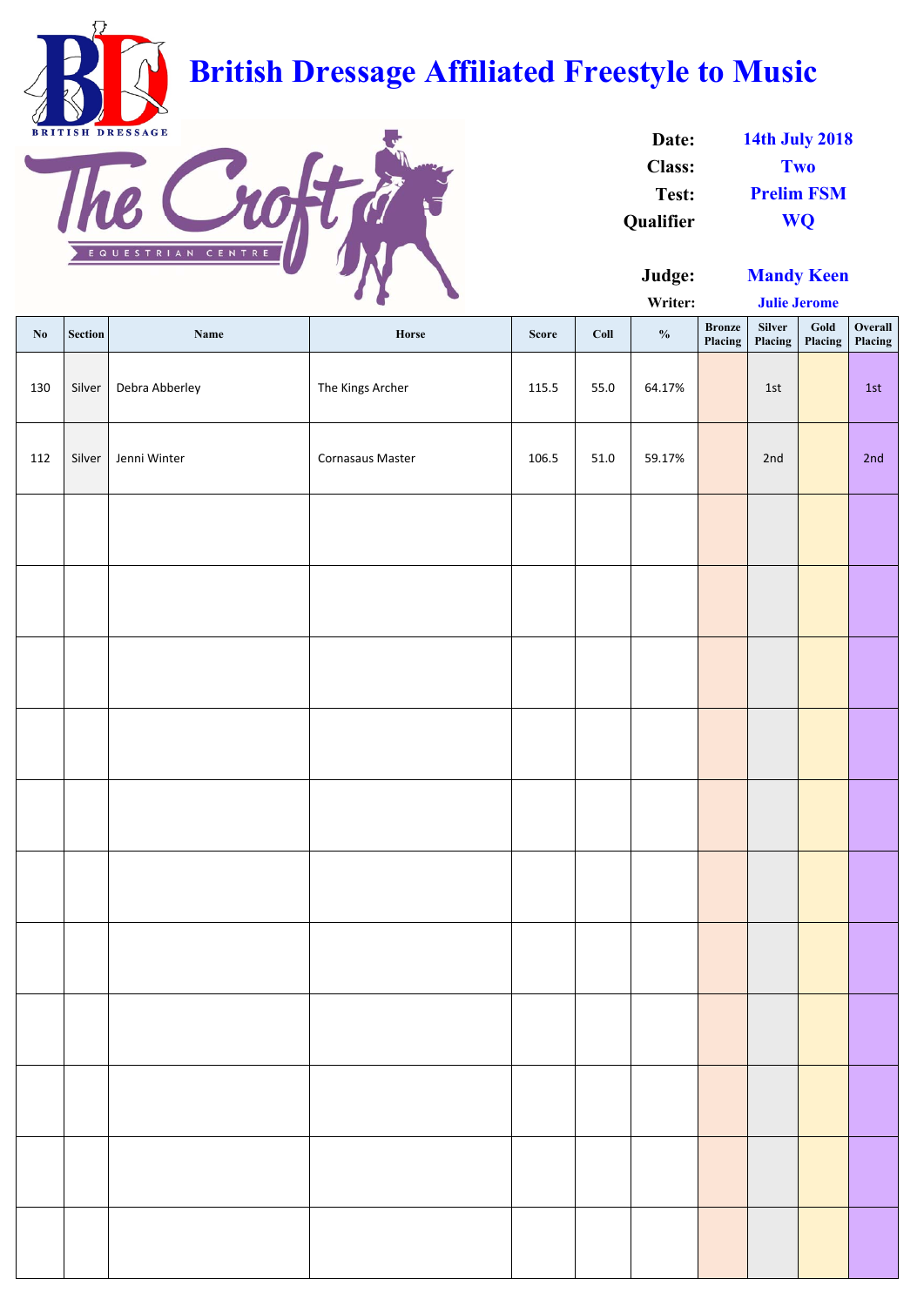# British Dressage Affiliated Freestyle to Music

The Croft EQUESTRIAN CENTRE

**Date:** 14th July 2018
**Class:** Two
**Test:** Prelim FSM
**Qualifier:** WQ

**Judge:** Mandy Keen
**Writer:** Julie Jerome

| No | Section | Name | Horse | Score | Coll | % | Bronze Placing | Silver Placing | Gold Placing | Overall Placing |
|---|---|---|---|---|---|---|---|---|---|---|
| 130 | Silver | Debra Abberley | The Kings Archer | 115.5 | 55.0 | 64.17% | | 1st | | 1st |
| 112 | Silver | Jenni Winter | Cornasaus Master | 106.5 | 51.0 | 59.17% | | 2nd | | 2nd |
| | | | | | | | | | | |
| | | | | | | | | | | |
| | | | | | | | | | | |
| | | | | | | | | | | |
| | | | | | | | | | | |
| | | | | | | | | | | |
| | | | | | | | | | | |
| | | | | | | | | | | |
| | | | | | | | | | | |
| | | | | | | | | | | |
| | | | | | | | | | | |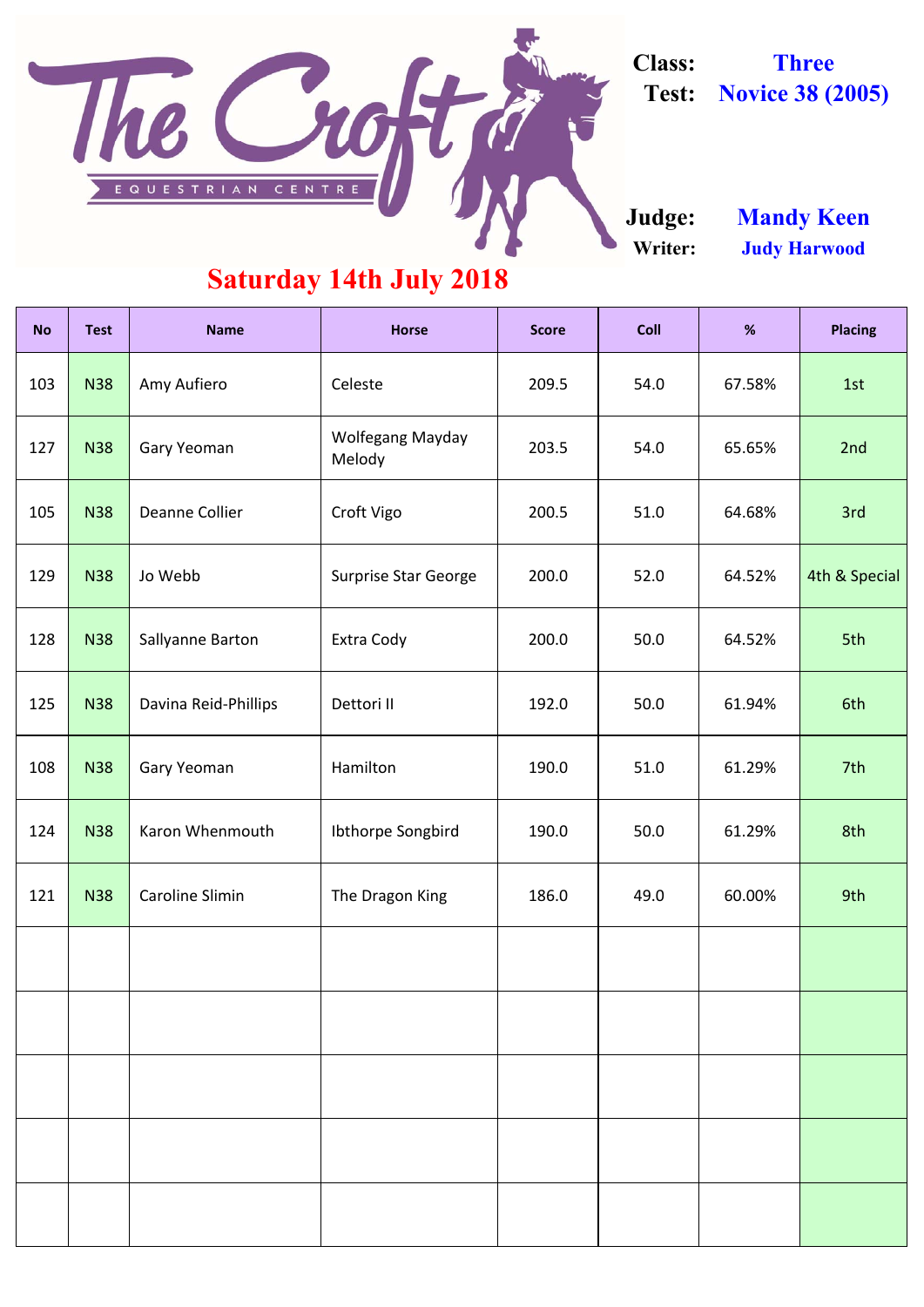# The Croft Equestrian Centre

**Class:** Three
**Test:** Novice 38 (2005)

**Judge:** Mandy Keen
**Writer:** Judy Harwood

## Saturday 14th July 2018

| No | Test | Name | Horse | Score | Coll | % | Placing |
|---|---|---|---|---|---|---|---|
| 103 | N38 | Amy Aufiero | Celeste | 209.5 | 54.0 | 67.58% | 1st |
| 127 | N38 | Gary Yeoman | Wolfegang Mayday Melody | 203.5 | 54.0 | 65.65% | 2nd |
| 105 | N38 | Deanne Collier | Croft Vigo | 200.5 | 51.0 | 64.68% | 3rd |
| 129 | N38 | Jo Webb | Surprise Star George | 200.0 | 52.0 | 64.52% | 4th & Special |
| 128 | N38 | Sallyanne Barton | Extra Cody | 200.0 | 50.0 | 64.52% | 5th |
| 125 | N38 | Davina Reid-Phillips | Dettori II | 192.0 | 50.0 | 61.94% | 6th |
| 108 | N38 | Gary Yeoman | Hamilton | 190.0 | 51.0 | 61.29% | 7th |
| 124 | N38 | Karon Whenmouth | Ibthorpe Songbird | 190.0 | 50.0 | 61.29% | 8th |
| 121 | N38 | Caroline Slimin | The Dragon King | 186.0 | 49.0 | 60.00% | 9th |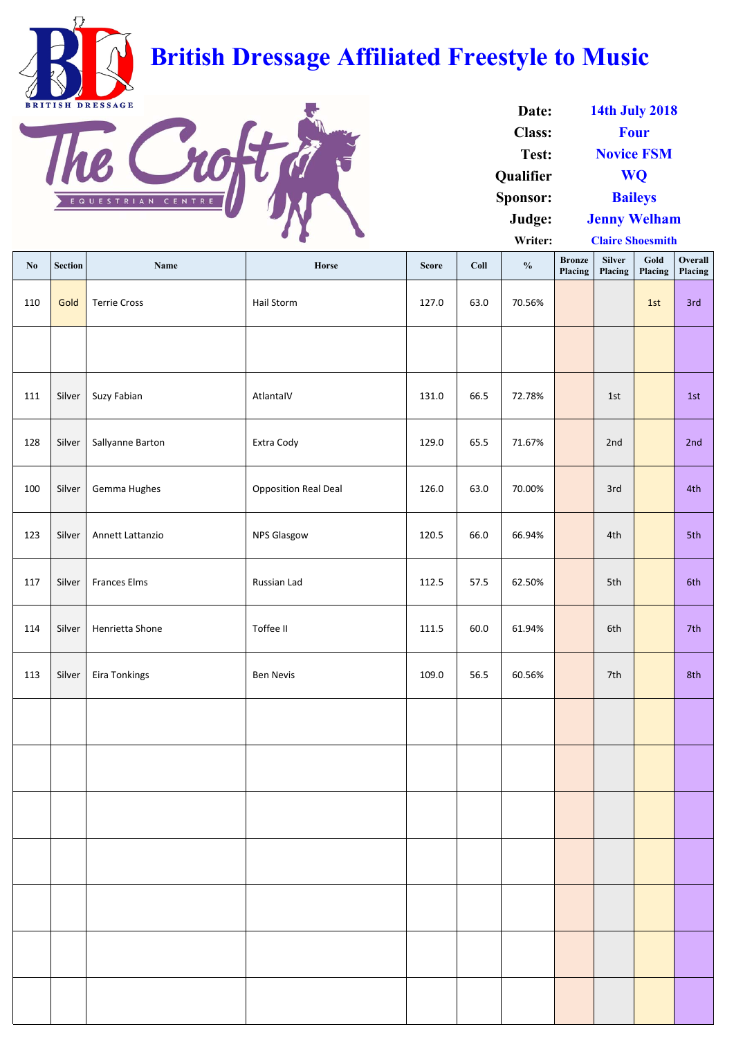# British Dressage Affiliated Freestyle to Music

| | |
|---|---|
| **Date:** | 14th July 2018 |
| **Class:** | Four |
| **Test:** | Novice FSM |
| **Qualifier** | WQ |
| **Sponsor:** | Baileys |
| **Judge:** | Jenny Welham |
| **Writer:** | Claire Shoesmith |

| No | Section | Name | Horse | Score | Coll | % | Bronze Placing | Silver Placing | Gold Placing | Overall Placing |
|---|---|---|---|---|---|---|---|---|---|---|
| 110 | Gold | Terrie Cross | Hail Storm | 127.0 | 63.0 | 70.56% | | | 1st | 3rd |
| | | | | | | | | | | |
| 111 | Silver | Suzy Fabian | AtlantaIV | 131.0 | 66.5 | 72.78% | | 1st | | 1st |
| 128 | Silver | Sallyanne Barton | Extra Cody | 129.0 | 65.5 | 71.67% | | 2nd | | 2nd |
| 100 | Silver | Gemma Hughes | Opposition Real Deal | 126.0 | 63.0 | 70.00% | | 3rd | | 4th |
| 123 | Silver | Annett Lattanzio | NPS Glasgow | 120.5 | 66.0 | 66.94% | | 4th | | 5th |
| 117 | Silver | Frances Elms | Russian Lad | 112.5 | 57.5 | 62.50% | | 5th | | 6th |
| 114 | Silver | Henrietta Shone | Toffee II | 111.5 | 60.0 | 61.94% | | 6th | | 7th |
| 113 | Silver | Eira Tonkings | Ben Nevis | 109.0 | 56.5 | 60.56% | | 7th | | 8th |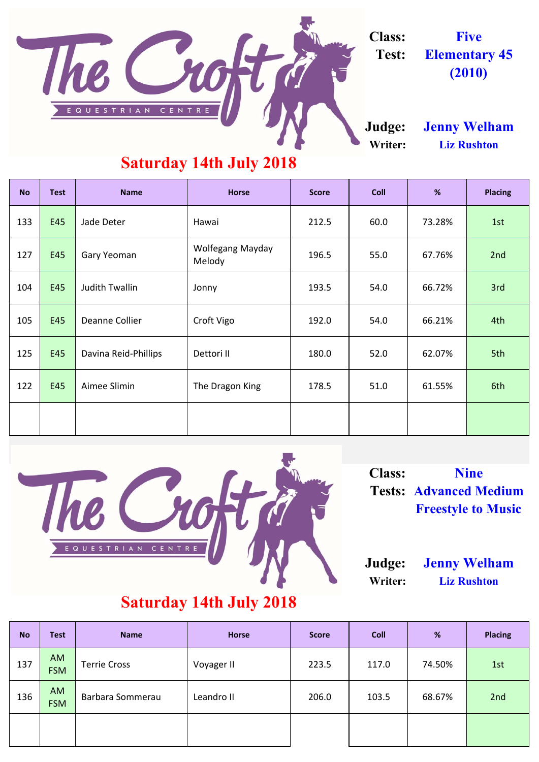The Croft EQUESTRIAN CENTRE

**Class:** Five
**Test:** Elementary 45 (2010)

**Judge:** Jenny Welham
**Writer:** Liz Rushton

## Saturday 14th July 2018

| No | Test | Name | Horse | Score | Coll | % | Placing |
|---|---|---|---|---|---|---|---|
| 133 | E45 | Jade Deter | Hawai | 212.5 | 60.0 | 73.28% | 1st |
| 127 | E45 | Gary Yeoman | Wolfegang Mayday Melody | 196.5 | 55.0 | 67.76% | 2nd |
| 104 | E45 | Judith Twallin | Jonny | 193.5 | 54.0 | 66.72% | 3rd |
| 105 | E45 | Deanne Collier | Croft Vigo | 192.0 | 54.0 | 66.21% | 4th |
| 125 | E45 | Davina Reid-Phillips | Dettori II | 180.0 | 52.0 | 62.07% | 5th |
| 122 | E45 | Aimee Slimin | The Dragon King | 178.5 | 51.0 | 61.55% | 6th |
| | | | | | | | |

The Croft EQUESTRIAN CENTRE

**Class:** Nine
**Tests:** Advanced Medium Freestyle to Music

**Judge:** Jenny Welham
**Writer:** Liz Rushton

## Saturday 14th July 2018

| No | Test | Name | Horse | Score | Coll | % | Placing |
|---|---|---|---|---|---|---|---|
| 137 | AM FSM | Terrie Cross | Voyager II | 223.5 | 117.0 | 74.50% | 1st |
| 136 | AM FSM | Barbara Sommerau | Leandro II | 206.0 | 103.5 | 68.67% | 2nd |
| | | | | | | | |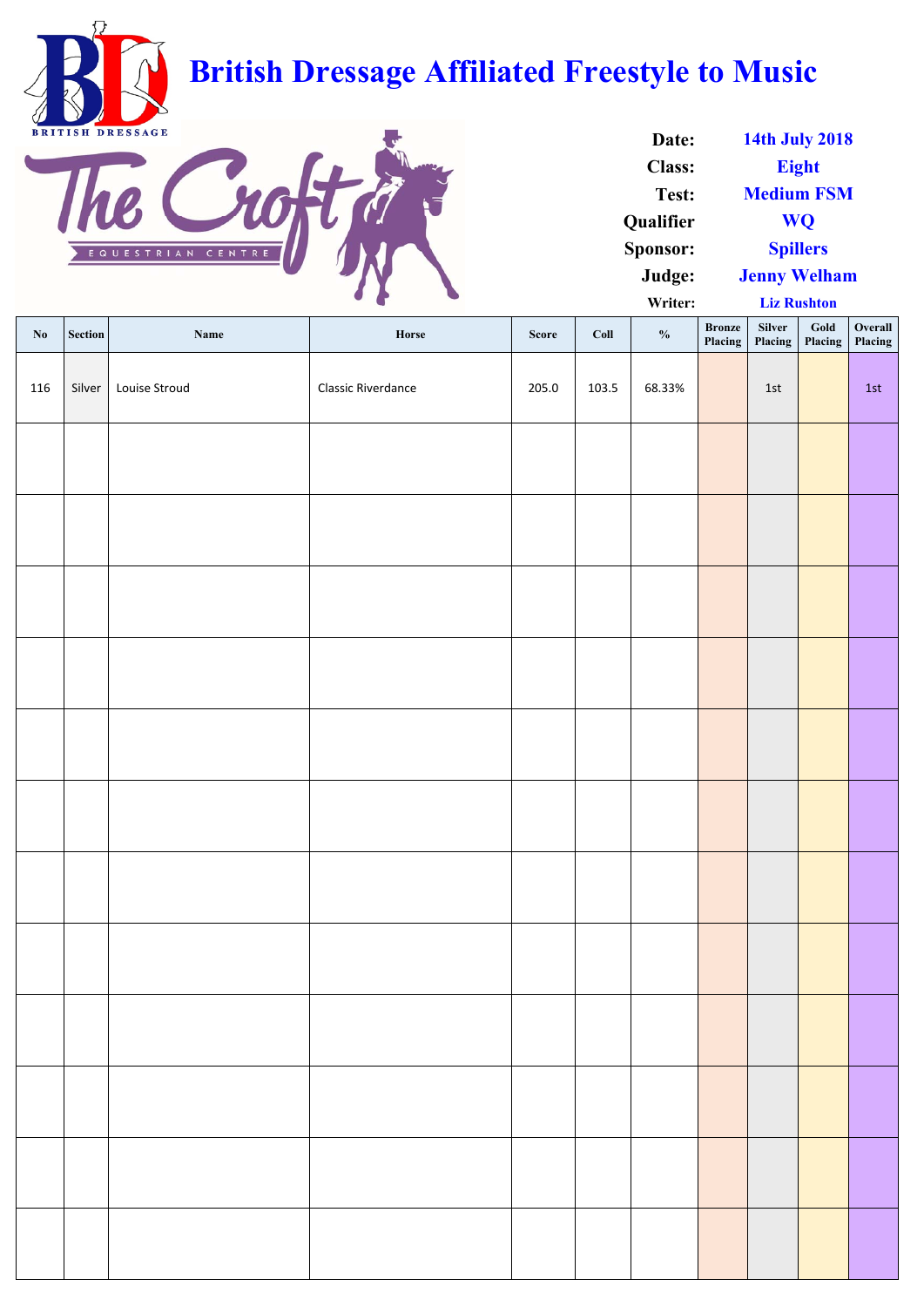# British Dressage Affiliated Freestyle to Music

BRITISH DRESSAGE

The Croft EQUESTRIAN CENTRE

**Date:** 14th July 2018
**Class:** Eight
**Test:** Medium FSM
**Qualifier** WQ
**Sponsor:** Spillers
**Judge:** Jenny Welham
**Writer:** Liz Rushton

| No | Section | Name | Horse | Score | Coll | % | Bronze Placing | Silver Placing | Gold Placing | Overall Placing |
|---|---|---|---|---|---|---|---|---|---|---|
| 116 | Silver | Louise Stroud | Classic Riverdance | 205.0 | 103.5 | 68.33% | | 1st | | 1st |
| | | | | | | | | | | |
| | | | | | | | | | | |
| | | | | | | | | | | |
| | | | | | | | | | | |
| | | | | | | | | | | |
| | | | | | | | | | | |
| | | | | | | | | | | |
| | | | | | | | | | | |
| | | | | | | | | | | |
| | | | | | | | | | | |
| | | | | | | | | | | |
| | | | | | | | | | | |